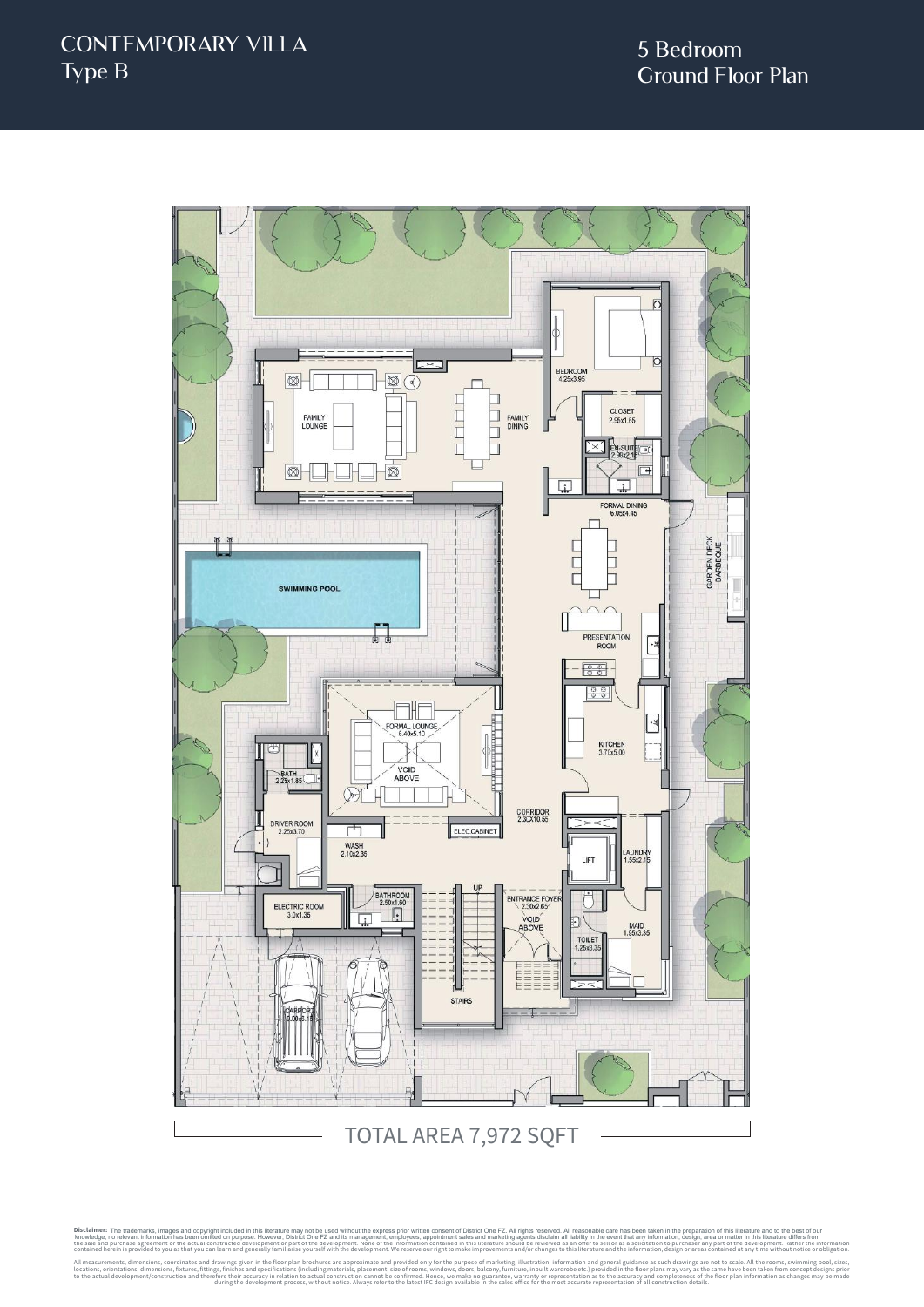# CONTEMPORARY VILLA
## Type B

## 5 Bedroom
## Ground Floor Plan

FAMILY LOUNGE

FAMILY DINING

BEDROOM 4.25x3.95

CLOSET 2.95x1.65

EN-SUITE 2.90x2.15

FORMAL DINING 6.05x4.45

GARDEN DECK BARBEQUE

SWIMMING POOL

PRESENTATION ROOM

KITCHEN 3.70x5.00

FORMAL LOUNGE 6.40x5.10

VOID ABOVE

BATH 2.25x1.85

DRIVER ROOM 2.25x3.70

ELEC.CABINET

CORRIDOR 2.30X10.65

WASH 2.10x2.35

LIFT

LAUNDRY 1.55x2.15

ELECTRIC ROOM 3.0x1.35

BATHROOM 2.50x1.60

UP

ENTRANCE FOYER 2.30x2.65

VOID ABOVE

TOILET 1.25x3.35

MAID 1.95x3.35

STAIRS

CARPORT 6.00x6.15

TOTAL AREA 7,972 SQFT

**Disclaimer:** The trademarks, images and copyright included in this literature may not be used without the express prior written consent of District One FZ. All rights reserved. All reasonable care has been taken in the preparation of this literature and to the best of our knowledge, no relevant information has been omitted on purpose. However, District One FZ and its management, employees, appointment sales and marketing agents disclaim all liability in the event that any information, design, area or matter in this literature differs from the sale and purchase agreement or the actual constructed development or part of the development. None of the information contained in this literature should be reviewed as an offer to sell or as a solicitation to purchaser any part of the development. Rather the information contained herein is provided to you as that you can learn and generally familiarise yourself with the development. We reserve our right to make improvements and/or changes to this literature and the information, design or areas contained at any time without notice or obligation.

All measurements, dimensions, coordinates and drawings given in the floor plan brochures are approximate and provided only for the purpose of marketing, illustration, information and general guidance as such drawings are not to scale. All the rooms, swimming pool, sizes, locations, orientations, dimensions, fixtures, fittings, finishes and specifications (including materials, placement, size of rooms, windows, doors, balcony, furniture, inbuilt wardrobe etc.) provided in the floor plans may vary as the same have been taken from concept designs prior to the actual development/construction and therefore their accuracy in relation to actual construction cannot be confirmed. Hence, we make no guarantee, warranty or representation as to the accuracy and completeness of the floor plan information as changes may be made during the development process, without notice. Always refer to the latest IFC design available in the sales office for the most accurate representation of all construction details.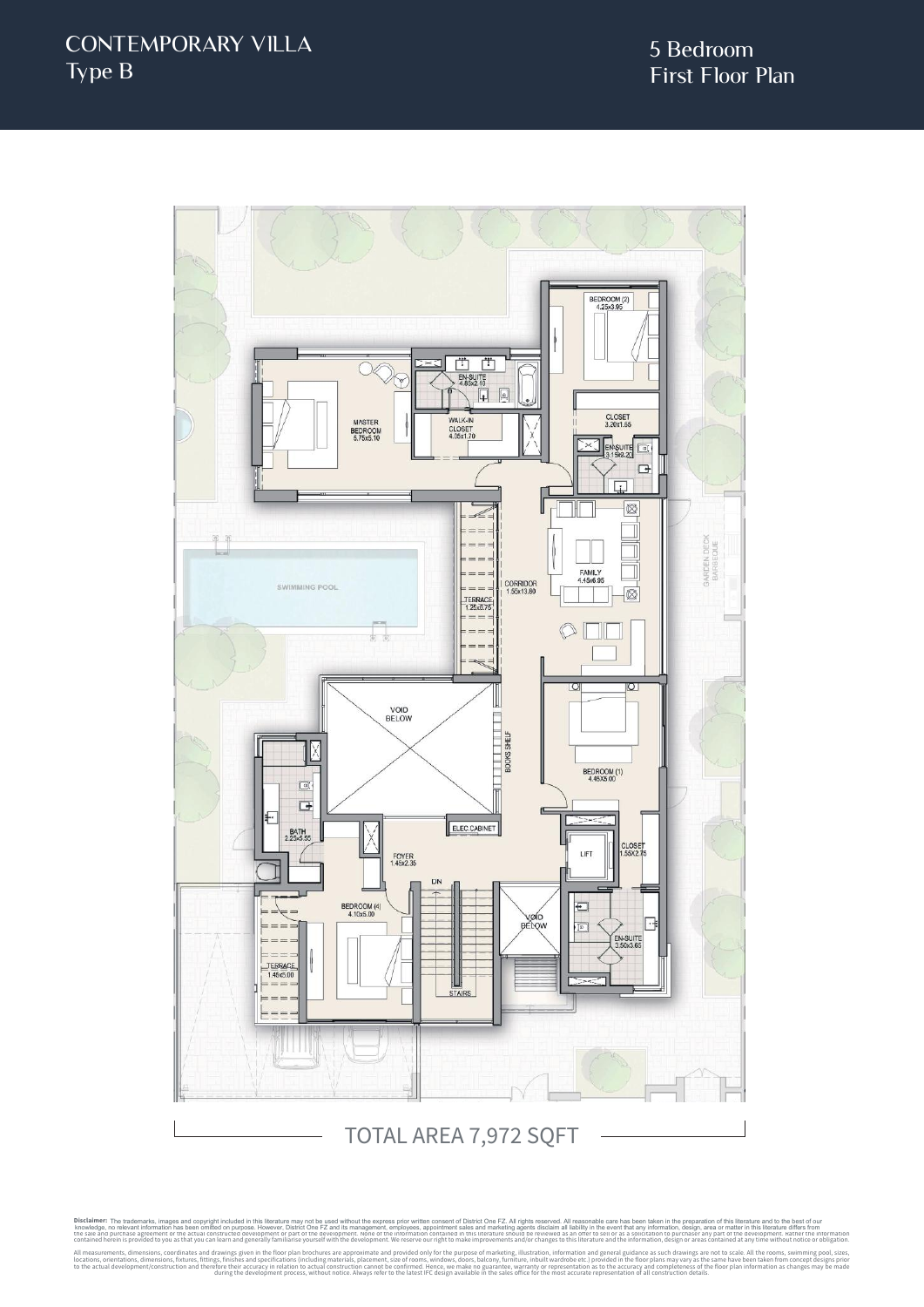# CONTEMPORARY VILLA
Type B

5 Bedroom
First Floor Plan

BEDROOM (2)
4.25x3.95

EN-SUITE
4.85x2.10

MASTER BEDROOM
5.75x5.10

WALK-IN CLOSET
4.35x1.70

CLOSET
3.20x1.55

EN-SUITE
3.15x2.20

SWIMMING POOL

CORRIDOR
1.55x13.80

TERRACE
1.25x8.75

FAMILY
4.45x6.95

GARDEN DECK BARBEQUE

VOID BELOW

BOOKS SHELF

BEDROOM (1)
4.45X5.00

BATH
2.25x5.55

ELEC.CABINET

LIFT

CLOSET
1.55x2.75

FOYER
1.45x2.35

DN

BEDROOM (4)
4.10x5.00

VOID BELOW

EN-SUITE
3.50x3.65

TERRACE
1.45x5.00

STAIRS

TOTAL AREA 7,972 SQFT

**Disclaimer:** The trademarks, images and copyright included in this literature may not be used without the express prior written consent of District One FZ. All rights reserved. All reasonable care has been taken in the preparation of this literature and to the best of our knowledge, no relevant information has been omitted on purpose. However, District One FZ and its management, employees, appointment sales and marketing agents disclaim all liability in the event that any information, design, area or matter in this literature differs from the sale and purchase agreement or the actual constructed development or part of the development. None of the information contained in this literature should be reviewed as an offer to sell or as a solicitation to purchaser any part of the development. Rather the information contained herein is provided to you as that you can learn and generally familiarise yourself with the development. We reserve our right to make improvements and/or changes to this literature and the information, design or areas contained at any time without notice or obligation.

All measurements, dimensions, coordinates and drawings given in the floor plan brochures are approximate and provided only for the purpose of marketing, illustration, information and general guidance as such drawings are not to scale. All the rooms, swimming pool, sizes, locations, orientations, dimensions, fixtures, fittings, finishes and specifications (including materials, placement, size of rooms, windows, doors, balcony, furniture, inbuilt wardrobe etc.) provided in the floor plans may vary as the same have been taken from concept designs prior to the actual development/construction and therefore their accuracy in relation to actual construction cannot be confirmed. Hence, we make no guarantee, warranty or representation as to the accuracy and completeness of the floor plan information as changes may be made during the development process, without notice. Always refer to the latest IFC design available in the sales office for the most accurate representation of all construction details.